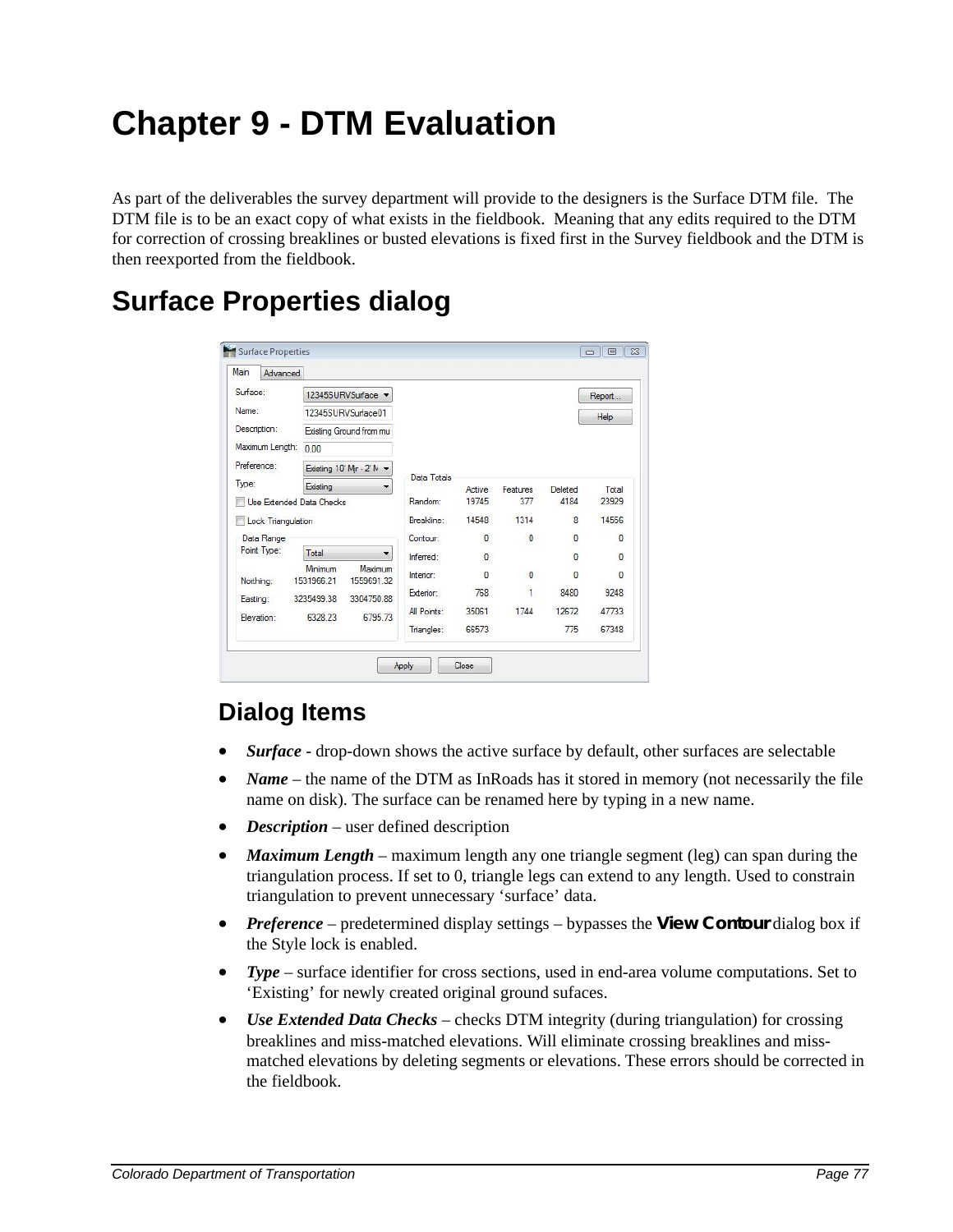# Chapter 9 - DTM Evaluation

As part of the deliverables the survey department will provide to the designers is the Surface DTM file. The DTM file is to be an exact copy of what exists in the fieldbook. Meaning that any edits required to the DTM for correction of crossing breaklines or busted elevations is fixed first in the Survey fieldbook and the DTM is then reexported from the fieldbook.

## Surface Properties dialog

### Dialog Items

- ***Surface*** - drop-down shows the active surface by default, other surfaces are selectable
- ***Name*** – the name of the DTM as InRoads has it stored in memory (not necessarily the file name on disk). The surface can be renamed here by typing in a new name.
- ***Description*** – user defined description
- ***Maximum Length*** – maximum length any one triangle segment (leg) can span during the triangulation process. If set to 0, triangle legs can extend to any length. Used to constrain triangulation to prevent unnecessary 'surface' data.
- ***Preference*** – predetermined display settings – bypasses the **View Contour** dialog box if the Style lock is enabled.
- ***Type*** – surface identifier for cross sections, used in end-area volume computations. Set to 'Existing' for newly created original ground sufaces.
- ***Use Extended Data Checks*** – checks DTM integrity (during triangulation) for crossing breaklines and miss-matched elevations. Will eliminate crossing breaklines and miss-matched elevations by deleting segments or elevations. These errors should be corrected in the fieldbook.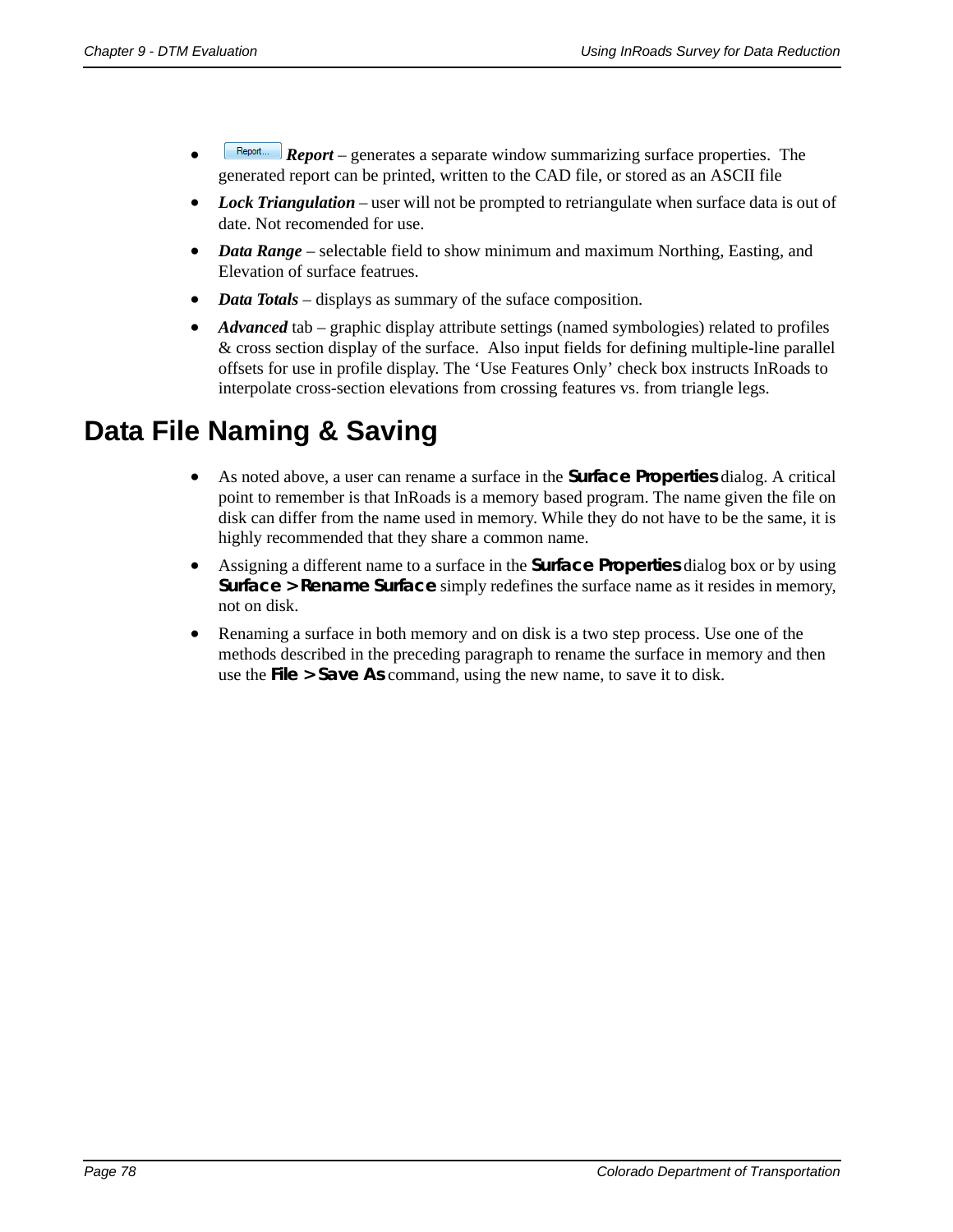- Report... ***Report*** – generates a separate window summarizing surface properties. The generated report can be printed, written to the CAD file, or stored as an ASCII file
- ***Lock Triangulation*** – user will not be prompted to retriangulate when surface data is out of date. Not recomended for use.
- ***Data Range*** – selectable field to show minimum and maximum Northing, Easting, and Elevation of surface featrues.
- ***Data Totals*** – displays as summary of the suface composition.
- ***Advanced*** tab – graphic display attribute settings (named symbologies) related to profiles & cross section display of the surface. Also input fields for defining multiple-line parallel offsets for use in profile display. The 'Use Features Only' check box instructs InRoads to interpolate cross-section elevations from crossing features vs. from triangle legs.

# Data File Naming & Saving

- As noted above, a user can rename a surface in the **Surface Properties** dialog. A critical point to remember is that InRoads is a memory based program. The name given the file on disk can differ from the name used in memory. While they do not have to be the same, it is highly recommended that they share a common name.
- Assigning a different name to a surface in the **Surface Properties** dialog box or by using **Surface > Rename Surface** simply redefines the surface name as it resides in memory, not on disk.
- Renaming a surface in both memory and on disk is a two step process. Use one of the methods described in the preceding paragraph to rename the surface in memory and then use the **File > Save As** command, using the new name, to save it to disk.